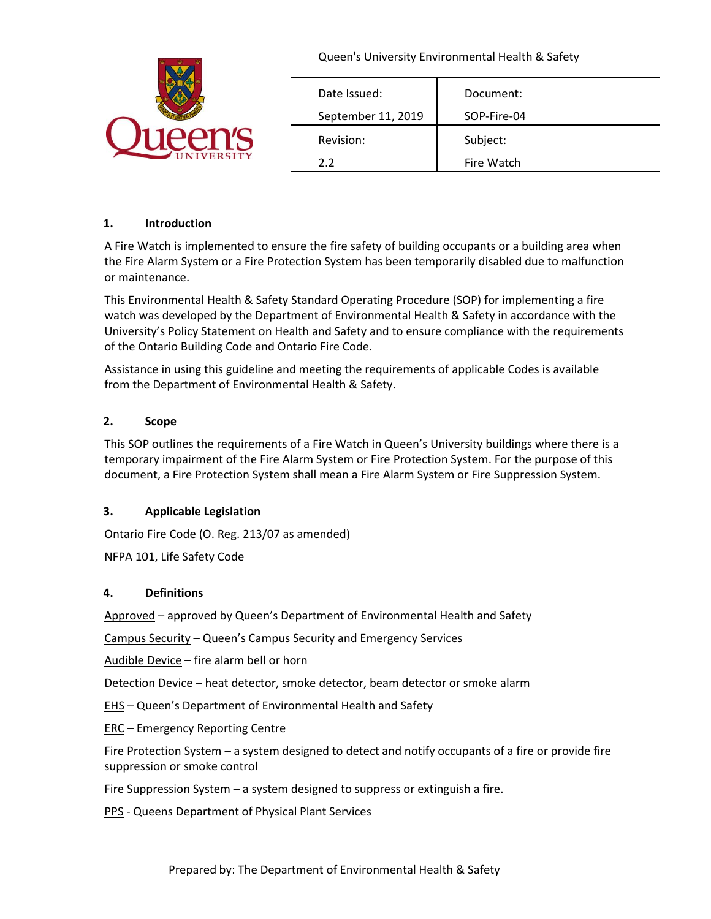Queen's University Environmental Health & Safety

| Date Issued: | Document: |
| --- | --- |
| September 11, 2019 | SOP-Fire-04 |
| Revision: | Subject: |
| 2.2 | Fire Watch |

## 1. Introduction

A Fire Watch is implemented to ensure the fire safety of building occupants or a building area when the Fire Alarm System or a Fire Protection System has been temporarily disabled due to malfunction or maintenance.

This Environmental Health & Safety Standard Operating Procedure (SOP) for implementing a fire watch was developed by the Department of Environmental Health & Safety in accordance with the University's Policy Statement on Health and Safety and to ensure compliance with the requirements of the Ontario Building Code and Ontario Fire Code.

Assistance in using this guideline and meeting the requirements of applicable Codes is available from the Department of Environmental Health & Safety.

## 2. Scope

This SOP outlines the requirements of a Fire Watch in Queen's University buildings where there is a temporary impairment of the Fire Alarm System or Fire Protection System. For the purpose of this document, a Fire Protection System shall mean a Fire Alarm System or Fire Suppression System.

## 3. Applicable Legislation

Ontario Fire Code (O. Reg. 213/07 as amended)

NFPA 101, Life Safety Code

## 4. Definitions

Approved – approved by Queen's Department of Environmental Health and Safety

Campus Security – Queen's Campus Security and Emergency Services

Audible Device – fire alarm bell or horn

Detection Device – heat detector, smoke detector, beam detector or smoke alarm

EHS – Queen's Department of Environmental Health and Safety

ERC – Emergency Reporting Centre

Fire Protection System – a system designed to detect and notify occupants of a fire or provide fire suppression or smoke control

Fire Suppression System – a system designed to suppress or extinguish a fire.

PPS - Queens Department of Physical Plant Services

Prepared by: The Department of Environmental Health & Safety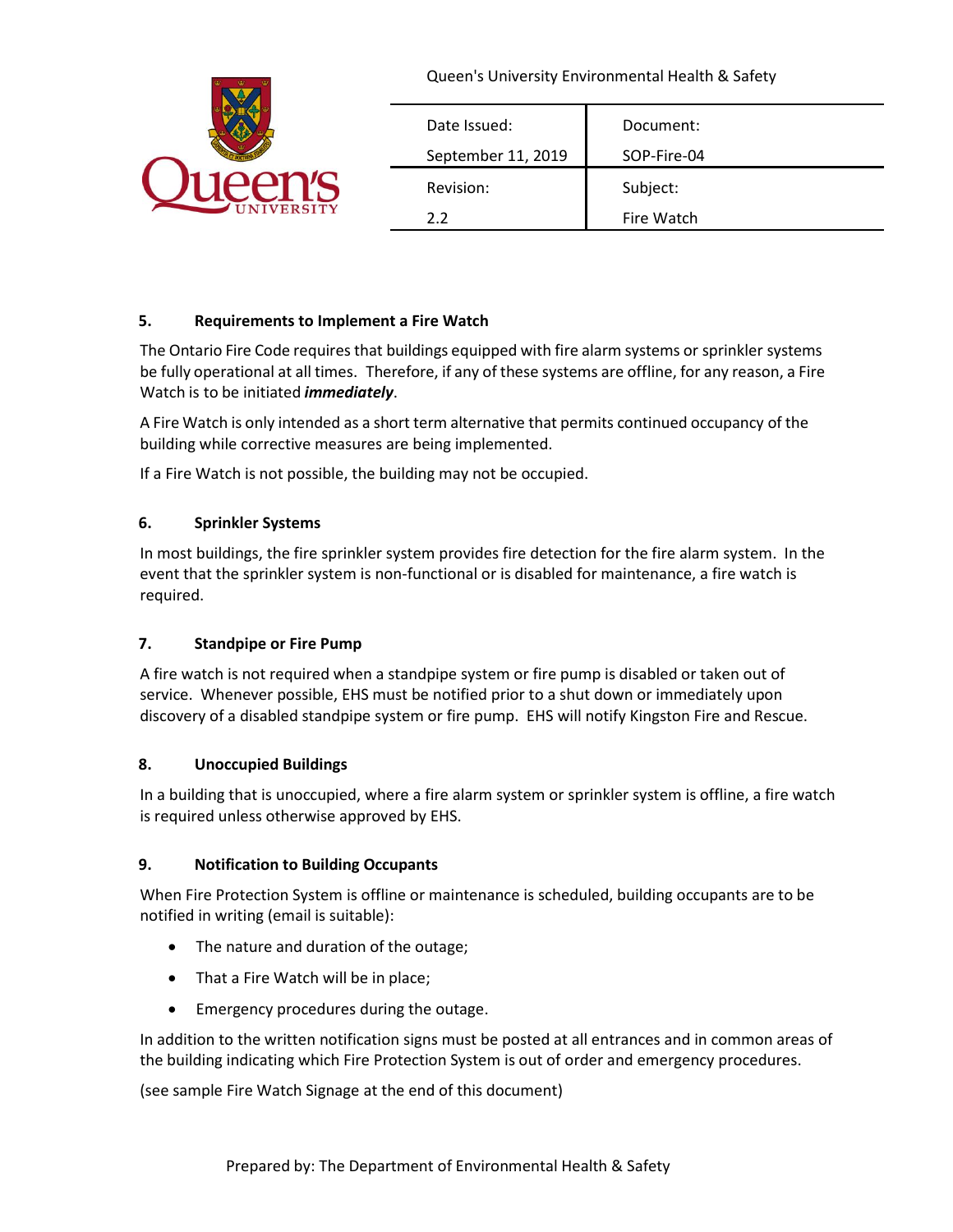## 5. Requirements to Implement a Fire Watch

The Ontario Fire Code requires that buildings equipped with fire alarm systems or sprinkler systems be fully operational at all times. Therefore, if any of these systems are offline, for any reason, a Fire Watch is to be initiated ***immediately***.

A Fire Watch is only intended as a short term alternative that permits continued occupancy of the building while corrective measures are being implemented.

If a Fire Watch is not possible, the building may not be occupied.

## 6. Sprinkler Systems

In most buildings, the fire sprinkler system provides fire detection for the fire alarm system. In the event that the sprinkler system is non-functional or is disabled for maintenance, a fire watch is required.

## 7. Standpipe or Fire Pump

A fire watch is not required when a standpipe system or fire pump is disabled or taken out of service. Whenever possible, EHS must be notified prior to a shut down or immediately upon discovery of a disabled standpipe system or fire pump. EHS will notify Kingston Fire and Rescue.

## 8. Unoccupied Buildings

In a building that is unoccupied, where a fire alarm system or sprinkler system is offline, a fire watch is required unless otherwise approved by EHS.

## 9. Notification to Building Occupants

When Fire Protection System is offline or maintenance is scheduled, building occupants are to be notified in writing (email is suitable):

- The nature and duration of the outage;
- That a Fire Watch will be in place;
- Emergency procedures during the outage.

In addition to the written notification signs must be posted at all entrances and in common areas of the building indicating which Fire Protection System is out of order and emergency procedures.

(see sample Fire Watch Signage at the end of this document)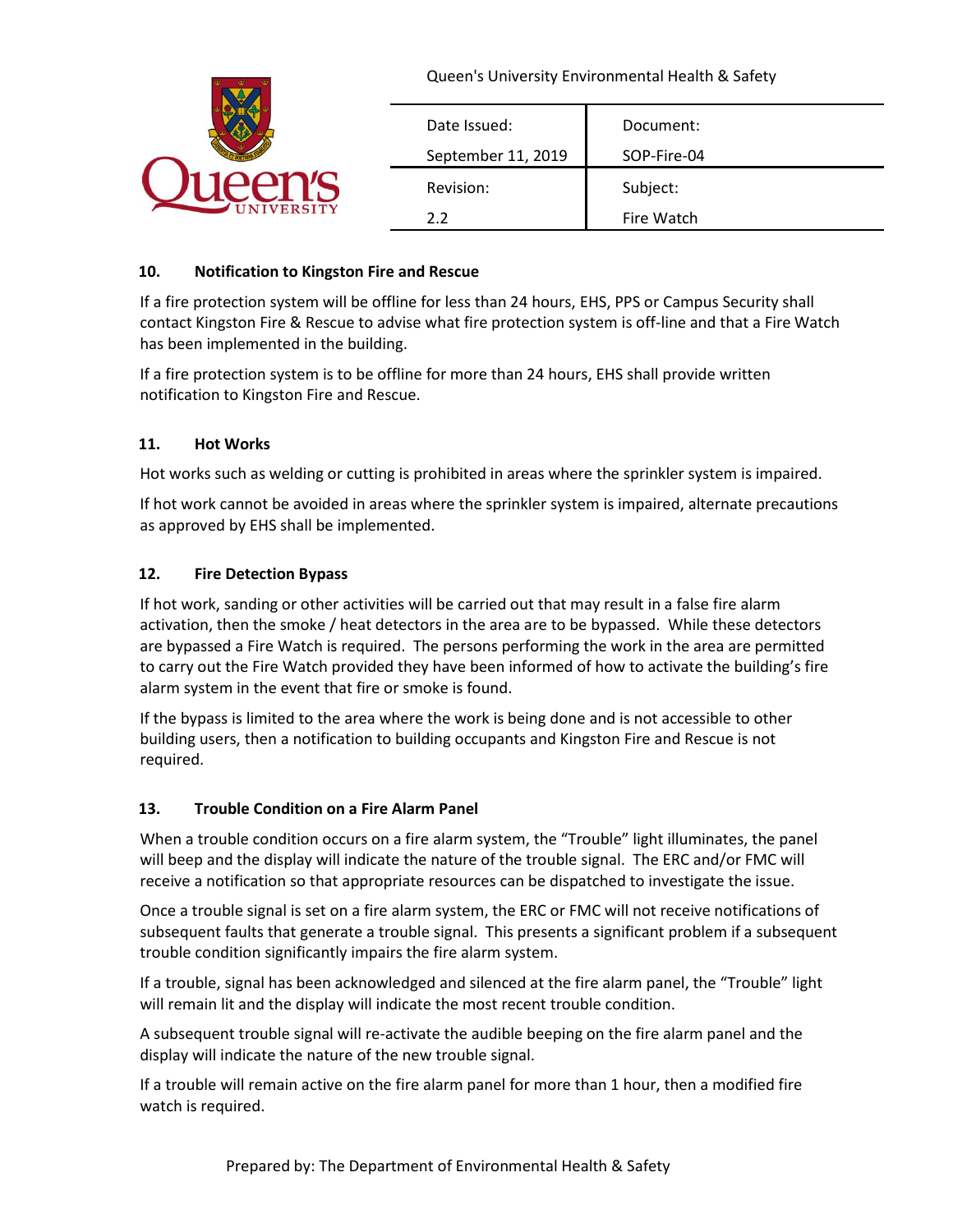## 10. Notification to Kingston Fire and Rescue

If a fire protection system will be offline for less than 24 hours, EHS, PPS or Campus Security shall contact Kingston Fire & Rescue to advise what fire protection system is off-line and that a Fire Watch has been implemented in the building.

If a fire protection system is to be offline for more than 24 hours, EHS shall provide written notification to Kingston Fire and Rescue.

## 11. Hot Works

Hot works such as welding or cutting is prohibited in areas where the sprinkler system is impaired.

If hot work cannot be avoided in areas where the sprinkler system is impaired, alternate precautions as approved by EHS shall be implemented.

## 12. Fire Detection Bypass

If hot work, sanding or other activities will be carried out that may result in a false fire alarm activation, then the smoke / heat detectors in the area are to be bypassed. While these detectors are bypassed a Fire Watch is required. The persons performing the work in the area are permitted to carry out the Fire Watch provided they have been informed of how to activate the building's fire alarm system in the event that fire or smoke is found.

If the bypass is limited to the area where the work is being done and is not accessible to other building users, then a notification to building occupants and Kingston Fire and Rescue is not required.

## 13. Trouble Condition on a Fire Alarm Panel

When a trouble condition occurs on a fire alarm system, the "Trouble" light illuminates, the panel will beep and the display will indicate the nature of the trouble signal. The ERC and/or FMC will receive a notification so that appropriate resources can be dispatched to investigate the issue.

Once a trouble signal is set on a fire alarm system, the ERC or FMC will not receive notifications of subsequent faults that generate a trouble signal. This presents a significant problem if a subsequent trouble condition significantly impairs the fire alarm system.

If a trouble, signal has been acknowledged and silenced at the fire alarm panel, the "Trouble" light will remain lit and the display will indicate the most recent trouble condition.

A subsequent trouble signal will re-activate the audible beeping on the fire alarm panel and the display will indicate the nature of the new trouble signal.

If a trouble will remain active on the fire alarm panel for more than 1 hour, then a modified fire watch is required.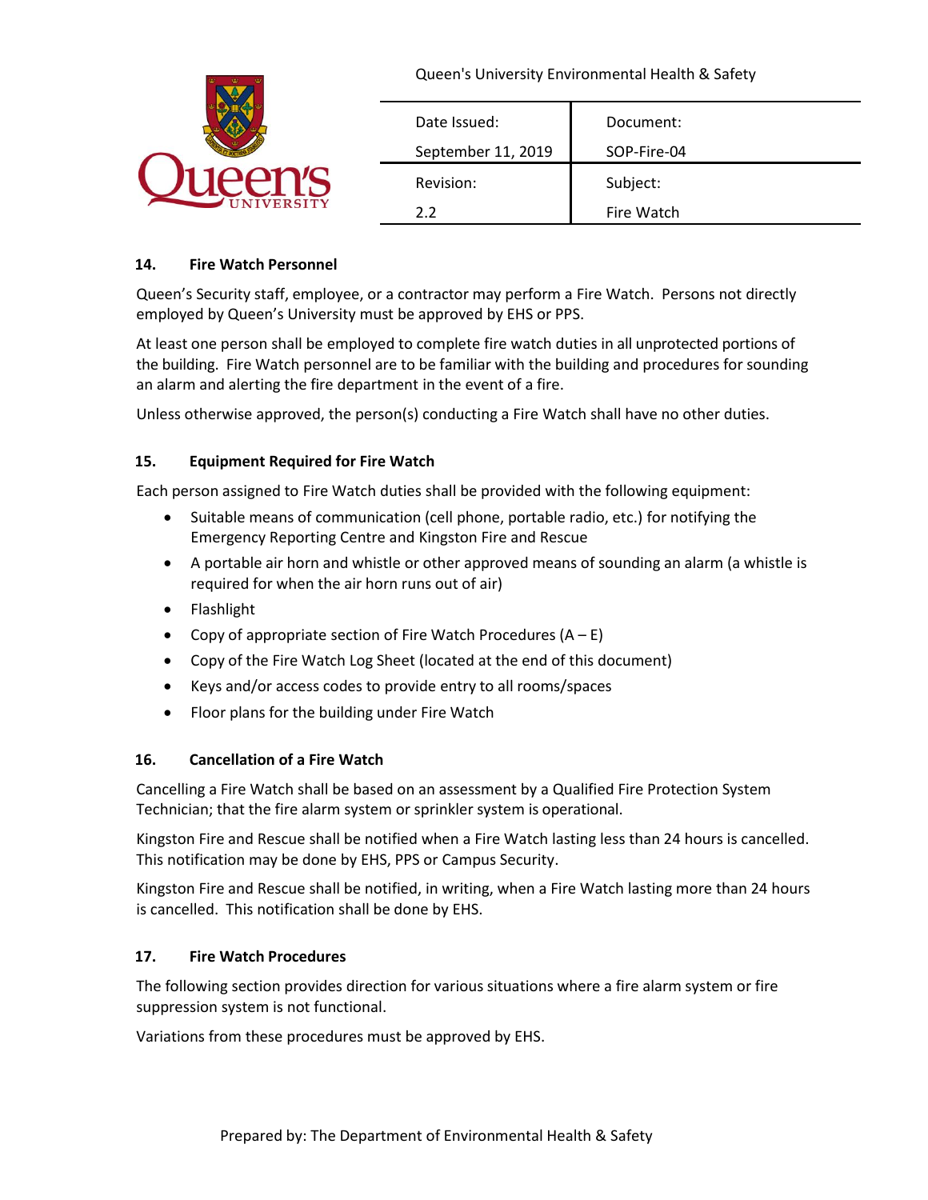## 14. Fire Watch Personnel

Queen's Security staff, employee, or a contractor may perform a Fire Watch. Persons not directly employed by Queen's University must be approved by EHS or PPS.

At least one person shall be employed to complete fire watch duties in all unprotected portions of the building. Fire Watch personnel are to be familiar with the building and procedures for sounding an alarm and alerting the fire department in the event of a fire.

Unless otherwise approved, the person(s) conducting a Fire Watch shall have no other duties.

## 15. Equipment Required for Fire Watch

Each person assigned to Fire Watch duties shall be provided with the following equipment:

- Suitable means of communication (cell phone, portable radio, etc.) for notifying the Emergency Reporting Centre and Kingston Fire and Rescue
- A portable air horn and whistle or other approved means of sounding an alarm (a whistle is required for when the air horn runs out of air)
- Flashlight
- Copy of appropriate section of Fire Watch Procedures (A – E)
- Copy of the Fire Watch Log Sheet (located at the end of this document)
- Keys and/or access codes to provide entry to all rooms/spaces
- Floor plans for the building under Fire Watch

## 16. Cancellation of a Fire Watch

Cancelling a Fire Watch shall be based on an assessment by a Qualified Fire Protection System Technician; that the fire alarm system or sprinkler system is operational.

Kingston Fire and Rescue shall be notified when a Fire Watch lasting less than 24 hours is cancelled. This notification may be done by EHS, PPS or Campus Security.

Kingston Fire and Rescue shall be notified, in writing, when a Fire Watch lasting more than 24 hours is cancelled. This notification shall be done by EHS.

## 17. Fire Watch Procedures

The following section provides direction for various situations where a fire alarm system or fire suppression system is not functional.

Variations from these procedures must be approved by EHS.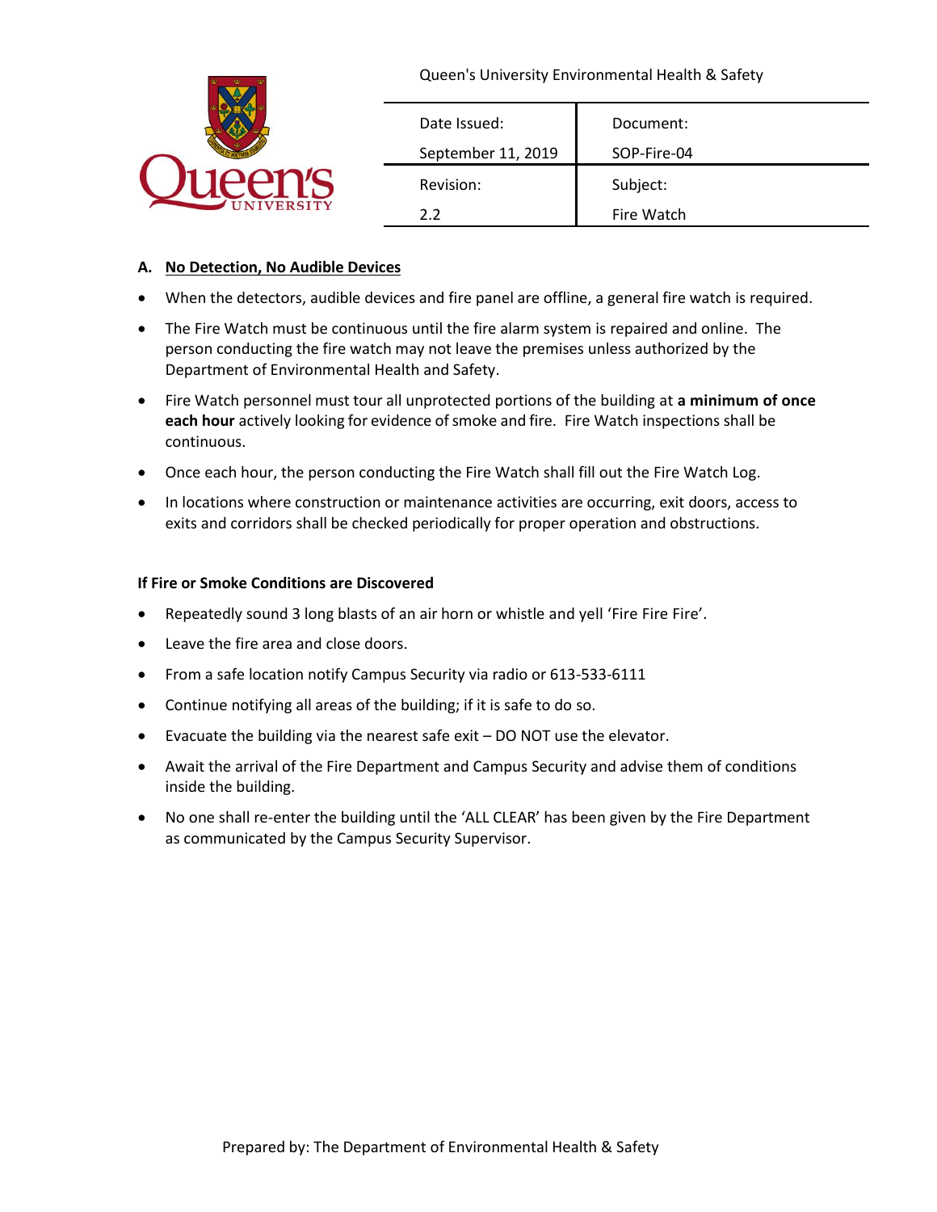## A. No Detection, No Audible Devices

- When the detectors, audible devices and fire panel are offline, a general fire watch is required.
- The Fire Watch must be continuous until the fire alarm system is repaired and online. The person conducting the fire watch may not leave the premises unless authorized by the Department of Environmental Health and Safety.
- Fire Watch personnel must tour all unprotected portions of the building at **a minimum of once each hour** actively looking for evidence of smoke and fire. Fire Watch inspections shall be continuous.
- Once each hour, the person conducting the Fire Watch shall fill out the Fire Watch Log.
- In locations where construction or maintenance activities are occurring, exit doors, access to exits and corridors shall be checked periodically for proper operation and obstructions.

**If Fire or Smoke Conditions are Discovered**

- Repeatedly sound 3 long blasts of an air horn or whistle and yell 'Fire Fire Fire'.
- Leave the fire area and close doors.
- From a safe location notify Campus Security via radio or 613-533-6111
- Continue notifying all areas of the building; if it is safe to do so.
- Evacuate the building via the nearest safe exit – DO NOT use the elevator.
- Await the arrival of the Fire Department and Campus Security and advise them of conditions inside the building.
- No one shall re-enter the building until the 'ALL CLEAR' has been given by the Fire Department as communicated by the Campus Security Supervisor.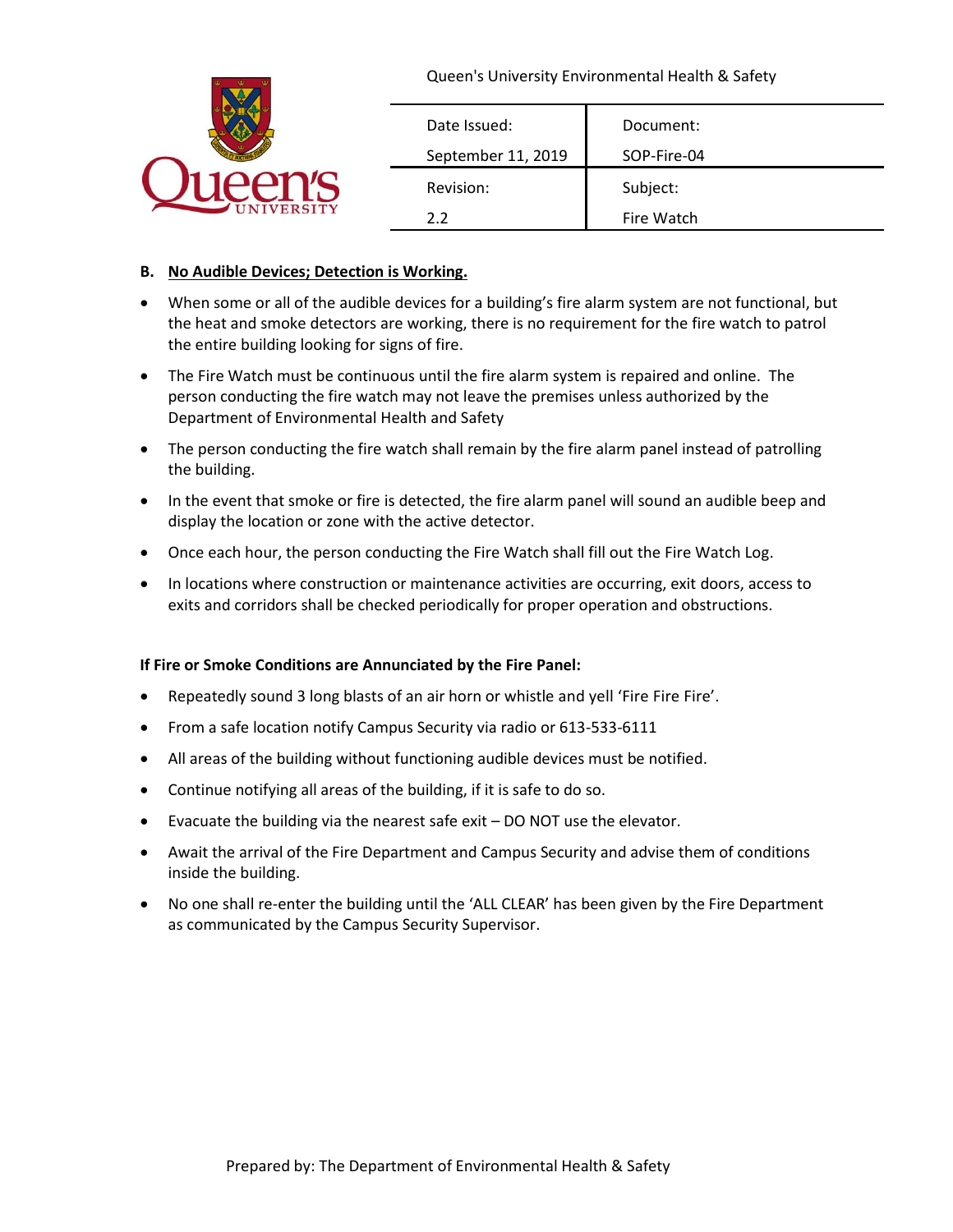### B. <u>No Audible Devices; Detection is Working.</u>

- When some or all of the audible devices for a building's fire alarm system are not functional, but the heat and smoke detectors are working, there is no requirement for the fire watch to patrol the entire building looking for signs of fire.
- The Fire Watch must be continuous until the fire alarm system is repaired and online. The person conducting the fire watch may not leave the premises unless authorized by the Department of Environmental Health and Safety
- The person conducting the fire watch shall remain by the fire alarm panel instead of patrolling the building.
- In the event that smoke or fire is detected, the fire alarm panel will sound an audible beep and display the location or zone with the active detector.
- Once each hour, the person conducting the Fire Watch shall fill out the Fire Watch Log.
- In locations where construction or maintenance activities are occurring, exit doors, access to exits and corridors shall be checked periodically for proper operation and obstructions.

**If Fire or Smoke Conditions are Annunciated by the Fire Panel:**

- Repeatedly sound 3 long blasts of an air horn or whistle and yell 'Fire Fire Fire'.
- From a safe location notify Campus Security via radio or 613-533-6111
- All areas of the building without functioning audible devices must be notified.
- Continue notifying all areas of the building, if it is safe to do so.
- Evacuate the building via the nearest safe exit – DO NOT use the elevator.
- Await the arrival of the Fire Department and Campus Security and advise them of conditions inside the building.
- No one shall re-enter the building until the 'ALL CLEAR' has been given by the Fire Department as communicated by the Campus Security Supervisor.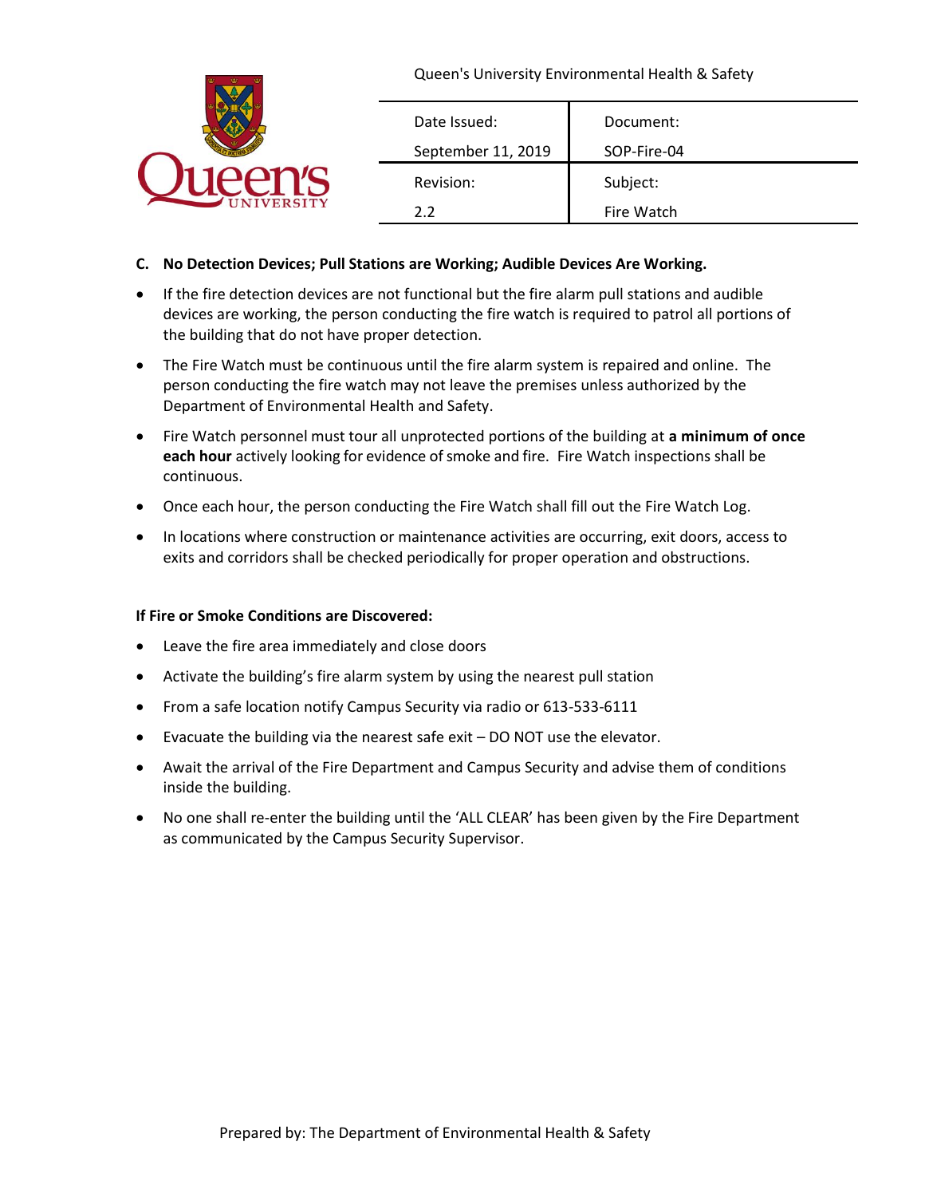**C. No Detection Devices; Pull Stations are Working; Audible Devices Are Working.**

- If the fire detection devices are not functional but the fire alarm pull stations and audible devices are working, the person conducting the fire watch is required to patrol all portions of the building that do not have proper detection.
- The Fire Watch must be continuous until the fire alarm system is repaired and online. The person conducting the fire watch may not leave the premises unless authorized by the Department of Environmental Health and Safety.
- Fire Watch personnel must tour all unprotected portions of the building at **a minimum of once each hour** actively looking for evidence of smoke and fire. Fire Watch inspections shall be continuous.
- Once each hour, the person conducting the Fire Watch shall fill out the Fire Watch Log.
- In locations where construction or maintenance activities are occurring, exit doors, access to exits and corridors shall be checked periodically for proper operation and obstructions.

**If Fire or Smoke Conditions are Discovered:**

- Leave the fire area immediately and close doors
- Activate the building's fire alarm system by using the nearest pull station
- From a safe location notify Campus Security via radio or 613-533-6111
- Evacuate the building via the nearest safe exit – DO NOT use the elevator.
- Await the arrival of the Fire Department and Campus Security and advise them of conditions inside the building.
- No one shall re-enter the building until the 'ALL CLEAR' has been given by the Fire Department as communicated by the Campus Security Supervisor.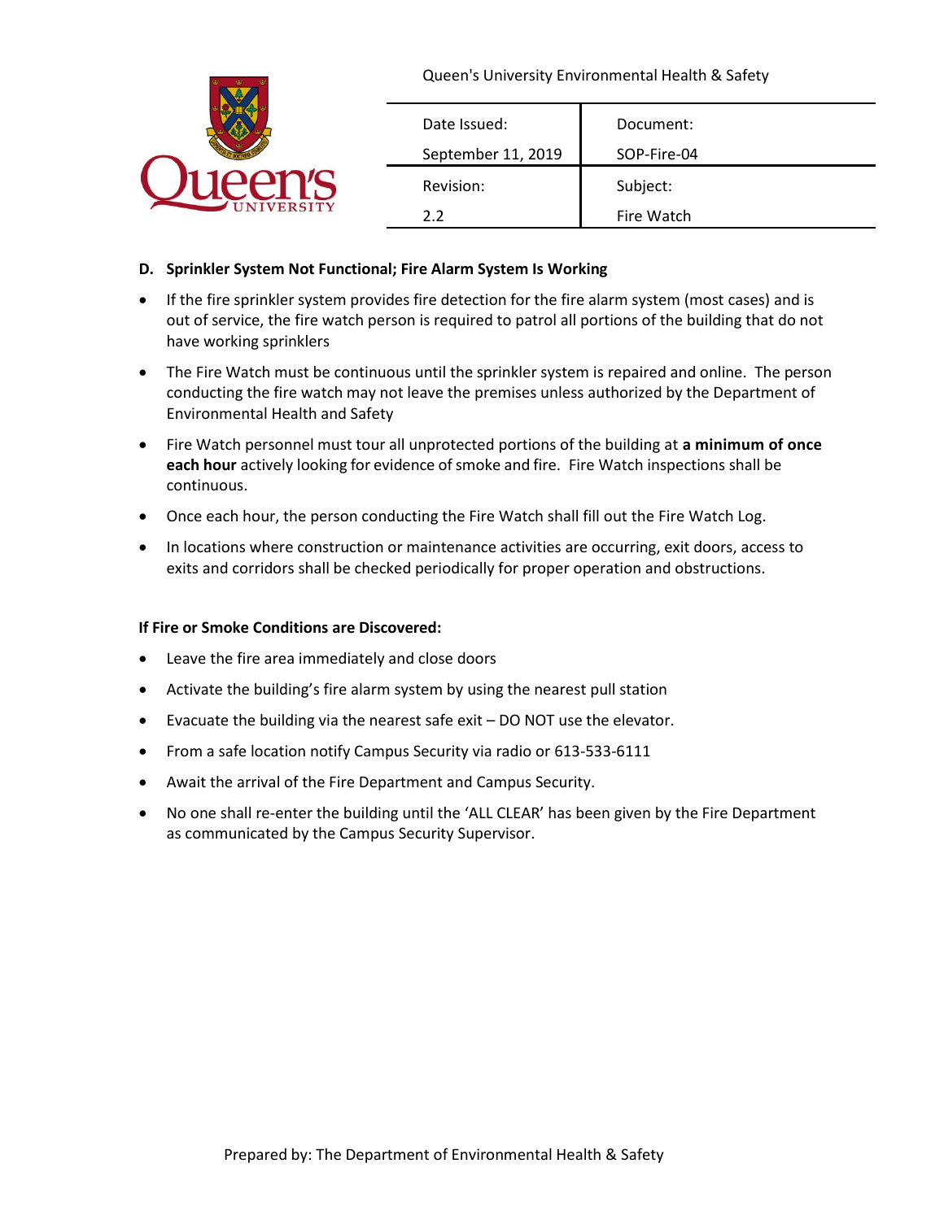### D. Sprinkler System Not Functional; Fire Alarm System Is Working

- If the fire sprinkler system provides fire detection for the fire alarm system (most cases) and is out of service, the fire watch person is required to patrol all portions of the building that do not have working sprinklers
- The Fire Watch must be continuous until the sprinkler system is repaired and online. The person conducting the fire watch may not leave the premises unless authorized by the Department of Environmental Health and Safety
- Fire Watch personnel must tour all unprotected portions of the building at **a minimum of once each hour** actively looking for evidence of smoke and fire. Fire Watch inspections shall be continuous.
- Once each hour, the person conducting the Fire Watch shall fill out the Fire Watch Log.
- In locations where construction or maintenance activities are occurring, exit doors, access to exits and corridors shall be checked periodically for proper operation and obstructions.

**If Fire or Smoke Conditions are Discovered:**

- Leave the fire area immediately and close doors
- Activate the building's fire alarm system by using the nearest pull station
- Evacuate the building via the nearest safe exit – DO NOT use the elevator.
- From a safe location notify Campus Security via radio or 613-533-6111
- Await the arrival of the Fire Department and Campus Security.
- No one shall re-enter the building until the 'ALL CLEAR' has been given by the Fire Department as communicated by the Campus Security Supervisor.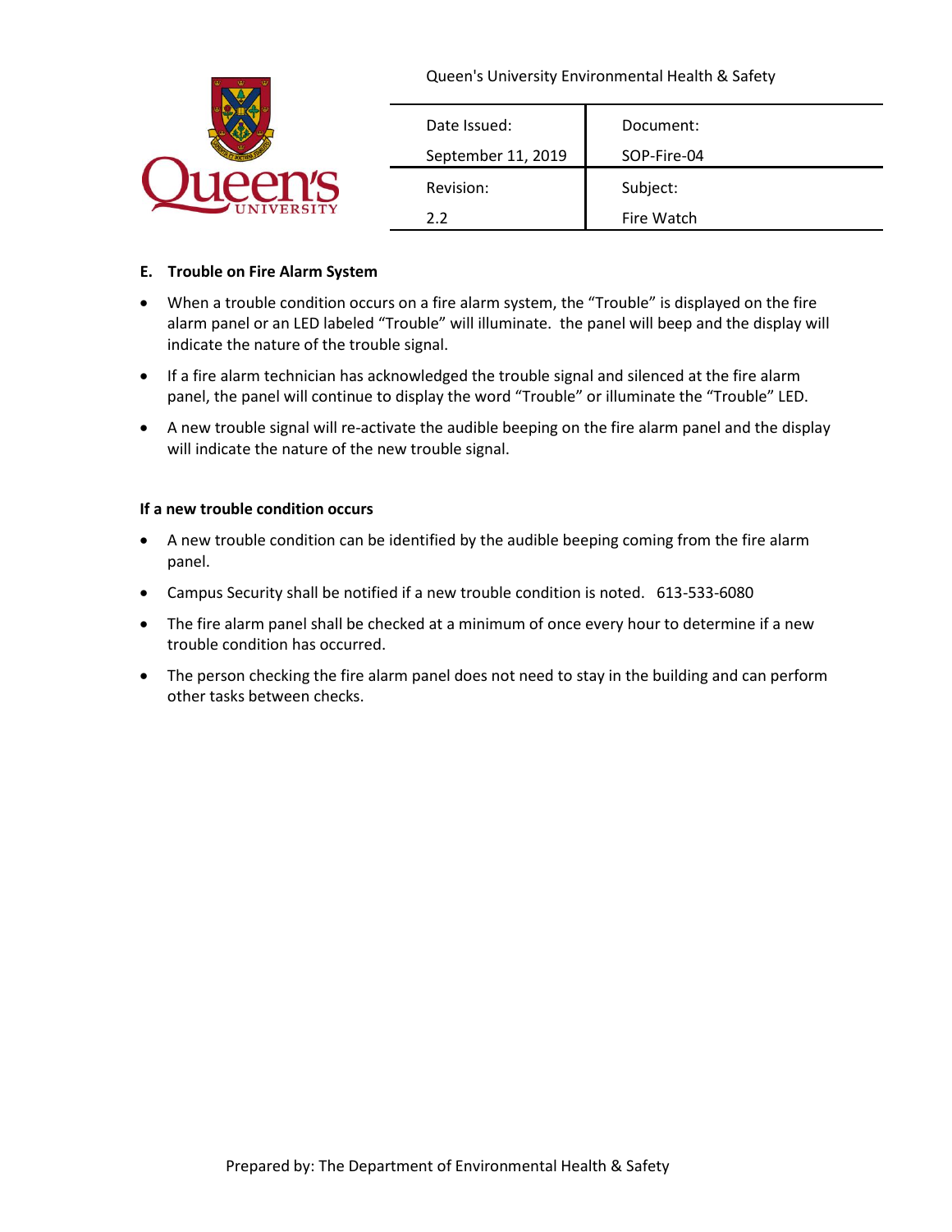### E. Trouble on Fire Alarm System

- When a trouble condition occurs on a fire alarm system, the “Trouble” is displayed on the fire alarm panel or an LED labeled “Trouble” will illuminate. the panel will beep and the display will indicate the nature of the trouble signal.
- If a fire alarm technician has acknowledged the trouble signal and silenced at the fire alarm panel, the panel will continue to display the word “Trouble” or illuminate the “Trouble” LED.
- A new trouble signal will re-activate the audible beeping on the fire alarm panel and the display will indicate the nature of the new trouble signal.

**If a new trouble condition occurs**

- A new trouble condition can be identified by the audible beeping coming from the fire alarm panel.
- Campus Security shall be notified if a new trouble condition is noted. 613-533-6080
- The fire alarm panel shall be checked at a minimum of once every hour to determine if a new trouble condition has occurred.
- The person checking the fire alarm panel does not need to stay in the building and can perform other tasks between checks.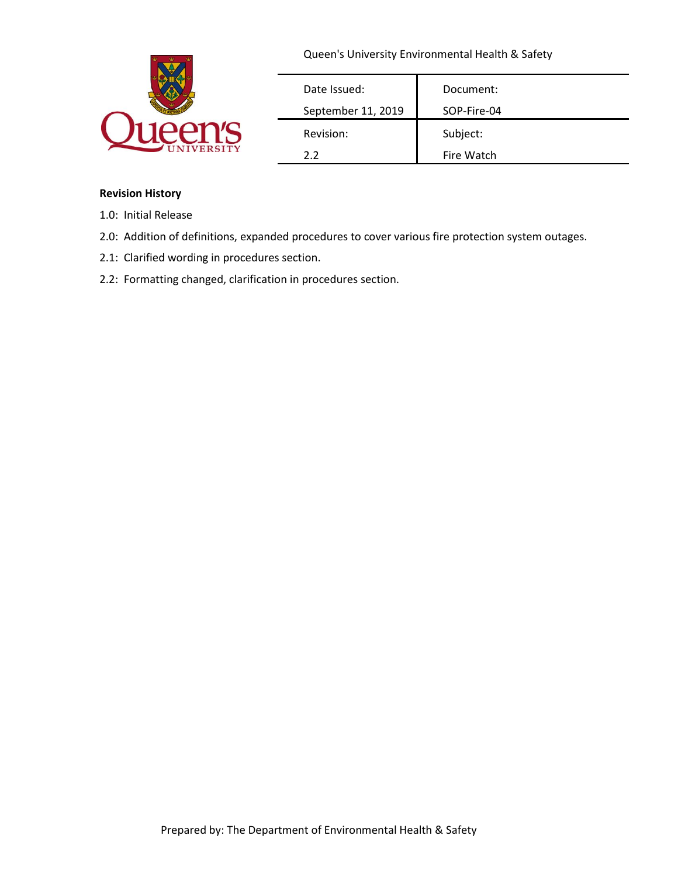Queen's University Environmental Health & Safety

| Date Issued: | Document: |
|---|---|
| September 11, 2019 | SOP-Fire-04 |
| Revision: | Subject: |
| 2.2 | Fire Watch |

**Revision History**

1.0: Initial Release

2.0: Addition of definitions, expanded procedures to cover various fire protection system outages.

2.1: Clarified wording in procedures section.

2.2: Formatting changed, clarification in procedures section.

Prepared by: The Department of Environmental Health & Safety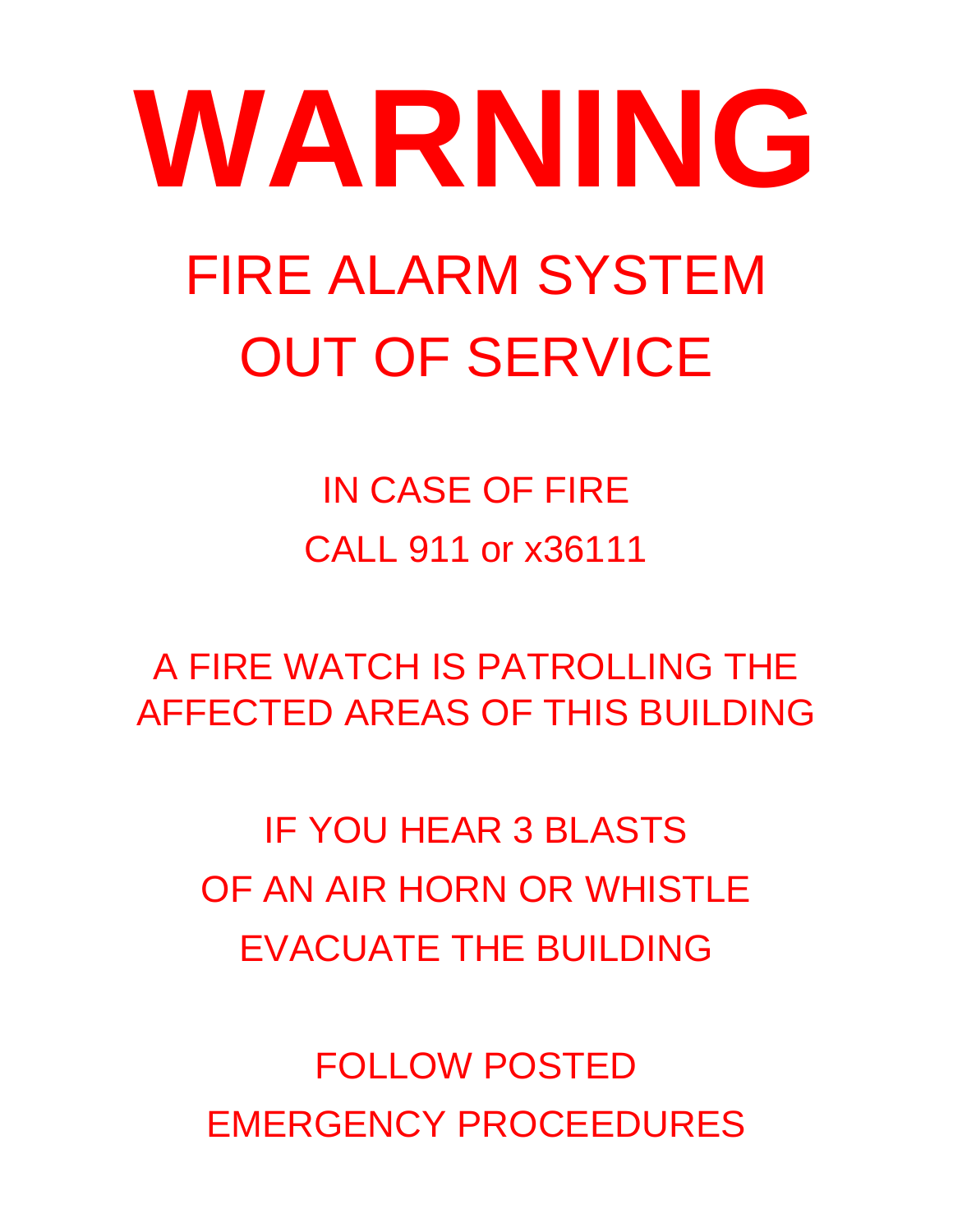# WARNING

## FIRE ALARM SYSTEM OUT OF SERVICE

IN CASE OF FIRE
CALL 911 or x36111

A FIRE WATCH IS PATROLLING THE AFFECTED AREAS OF THIS BUILDING

IF YOU HEAR 3 BLASTS
OF AN AIR HORN OR WHISTLE
EVACUATE THE BUILDING

FOLLOW POSTED
EMERGENCY PROCEEDURES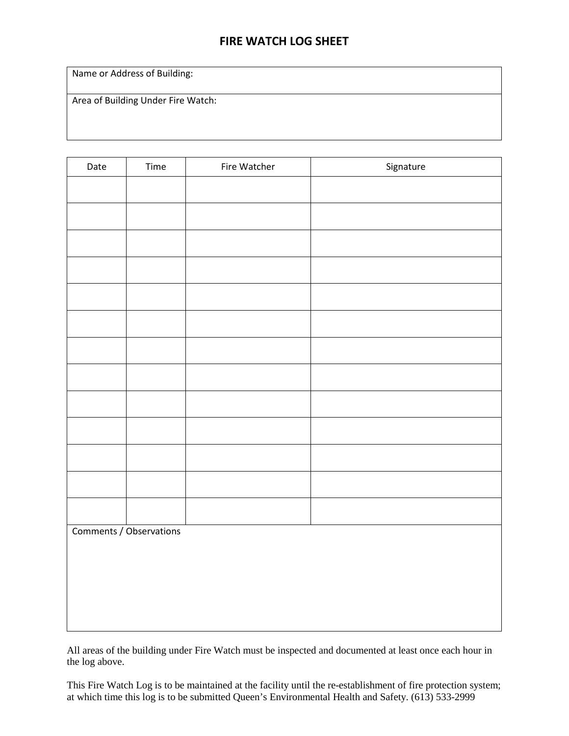# FIRE WATCH LOG SHEET

| | |
|---|---|
| Name or Address of Building: | |
| Area of Building Under Fire Watch: | |

| Date | Time | Fire Watcher | Signature |
|---|---|---|---|
| | | | |
| | | | |
| | | | |
| | | | |
| | | | |
| | | | |
| | | | |
| | | | |
| | | | |
| | | | |
| | | | |
| | | | |
| | | | |
| Comments / Observations | | | |

All areas of the building under Fire Watch must be inspected and documented at least once each hour in the log above.

This Fire Watch Log is to be maintained at the facility until the re-establishment of fire protection system; at which time this log is to be submitted Queen's Environmental Health and Safety. (613) 533-2999